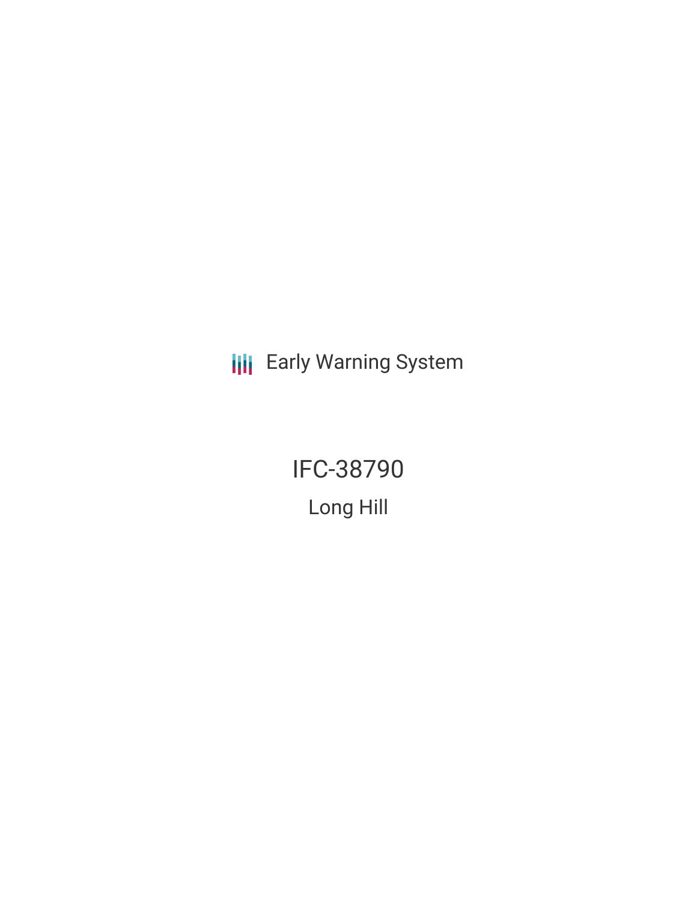Early Warning System

# IFC-38790

## Long Hill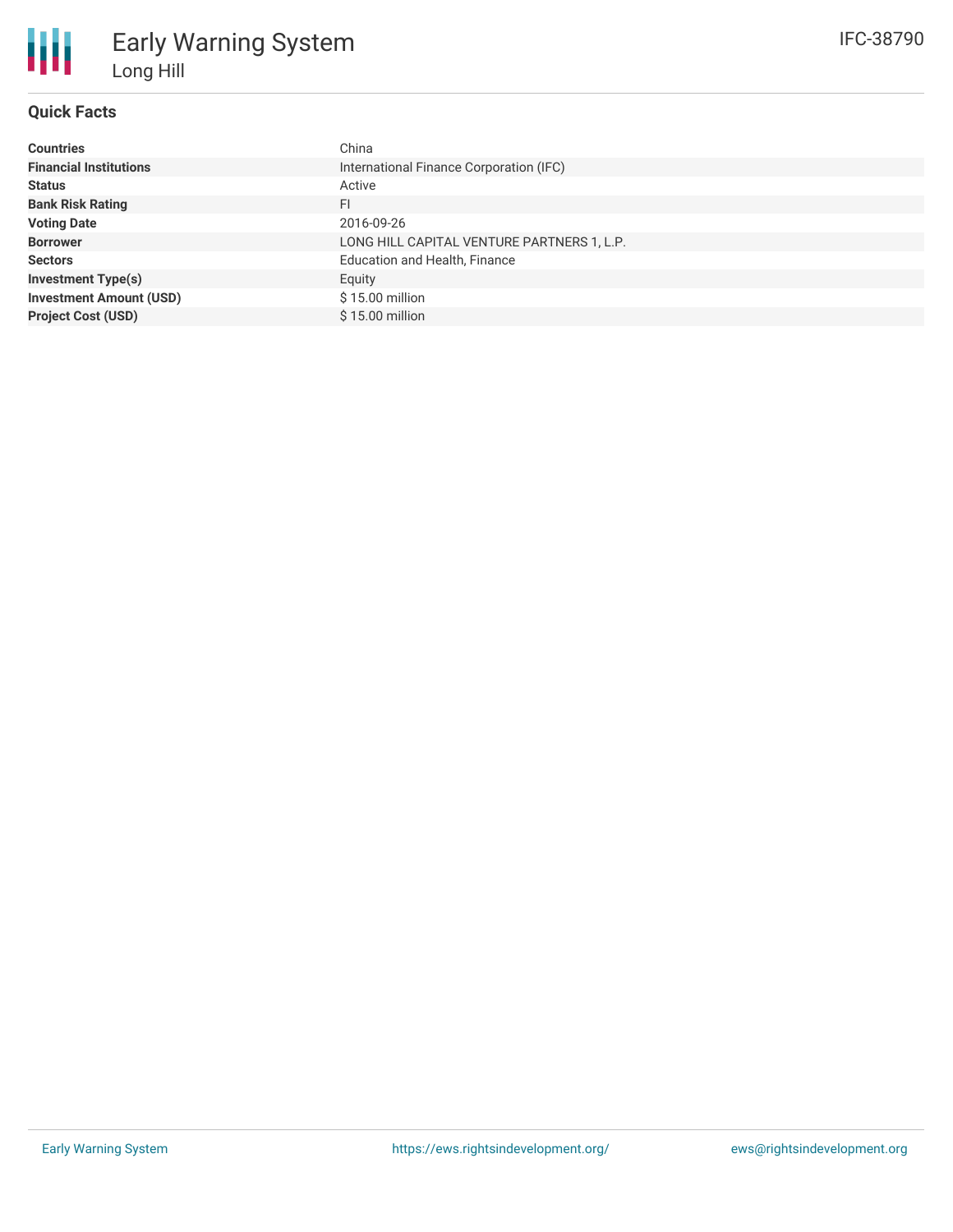# Early Warning System

## Long Hill

IFC-38790

### Quick Facts

| | |
|---|---|
| **Countries** | China |
| **Financial Institutions** | International Finance Corporation (IFC) |
| **Status** | Active |
| **Bank Risk Rating** | FI |
| **Voting Date** | 2016-09-26 |
| **Borrower** | LONG HILL CAPITAL VENTURE PARTNERS 1, L.P. |
| **Sectors** | Education and Health, Finance |
| **Investment Type(s)** | Equity |
| **Investment Amount (USD)** | $ 15.00 million |
| **Project Cost (USD)** | $ 15.00 million |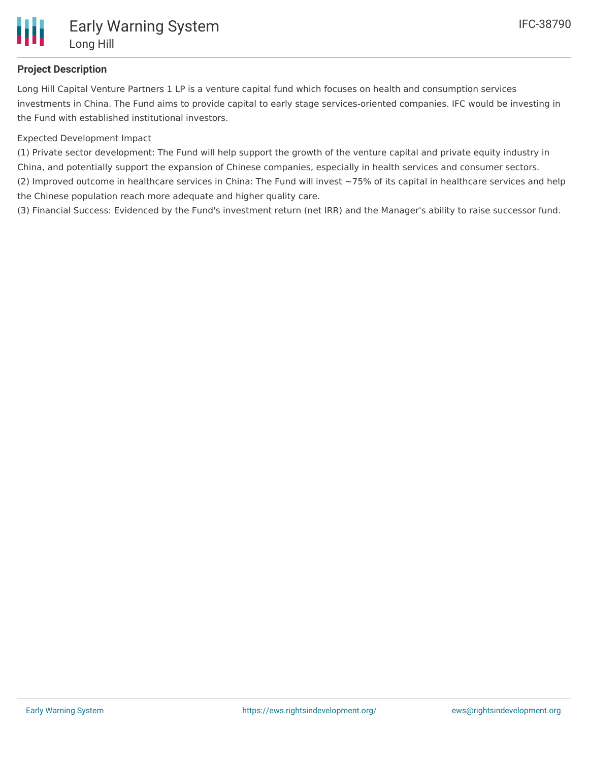## Project Description

Long Hill Capital Venture Partners 1 LP is a venture capital fund which focuses on health and consumption services investments in China. The Fund aims to provide capital to early stage services-oriented companies. IFC would be investing in the Fund with established institutional investors.

Expected Development Impact

(1) Private sector development: The Fund will help support the growth of the venture capital and private equity industry in China, and potentially support the expansion of Chinese companies, especially in health services and consumer sectors.
(2) Improved outcome in healthcare services in China: The Fund will invest ~75% of its capital in healthcare services and help the Chinese population reach more adequate and higher quality care.
(3) Financial Success: Evidenced by the Fund's investment return (net IRR) and the Manager's ability to raise successor fund.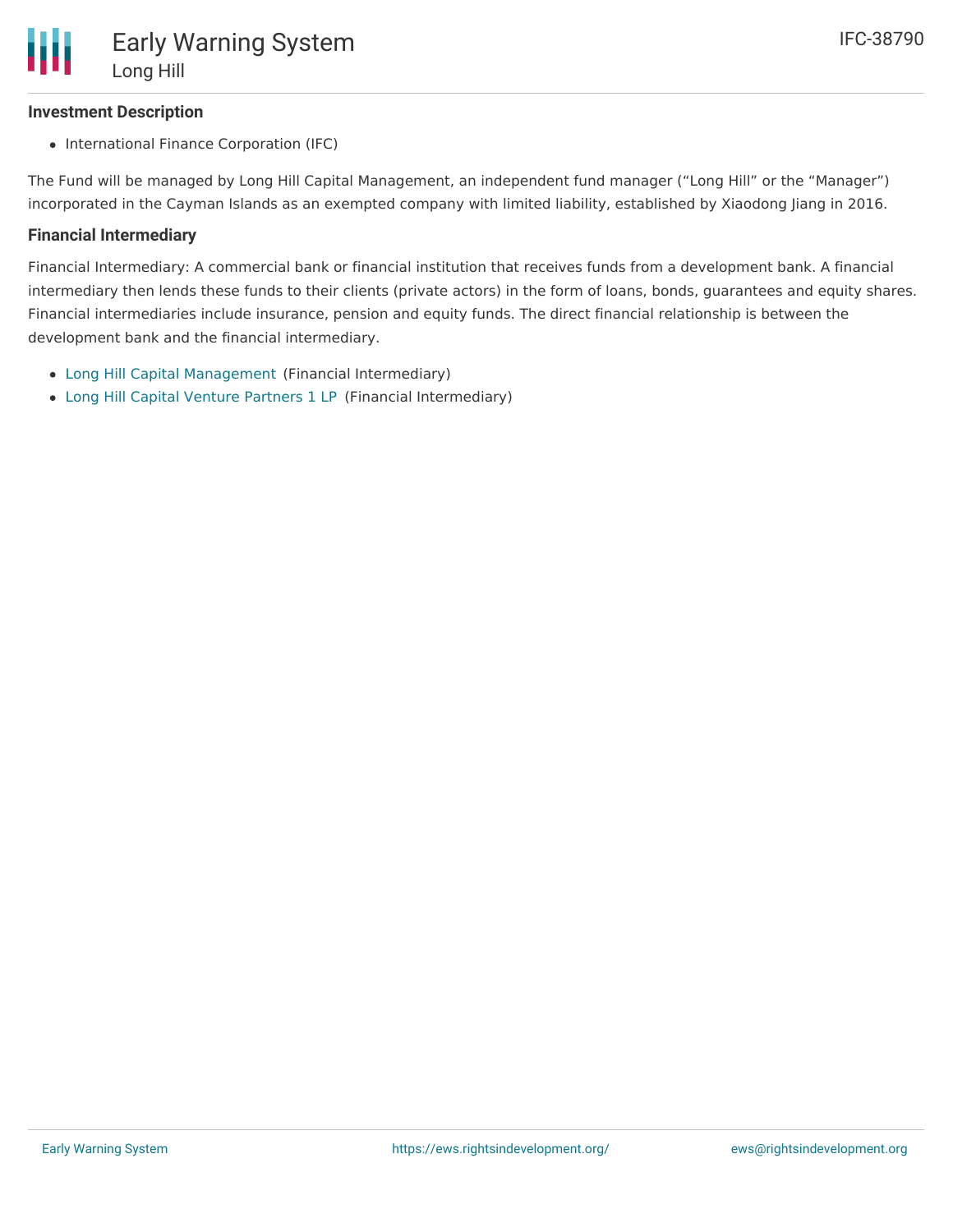### Investment Description

- International Finance Corporation (IFC)

The Fund will be managed by Long Hill Capital Management, an independent fund manager (“Long Hill” or the “Manager”) incorporated in the Cayman Islands as an exempted company with limited liability, established by Xiaodong Jiang in 2016.

### Financial Intermediary

Financial Intermediary: A commercial bank or financial institution that receives funds from a development bank. A financial intermediary then lends these funds to their clients (private actors) in the form of loans, bonds, guarantees and equity shares. Financial intermediaries include insurance, pension and equity funds. The direct financial relationship is between the development bank and the financial intermediary.

- Long Hill Capital Management (Financial Intermediary)
- Long Hill Capital Venture Partners 1 LP (Financial Intermediary)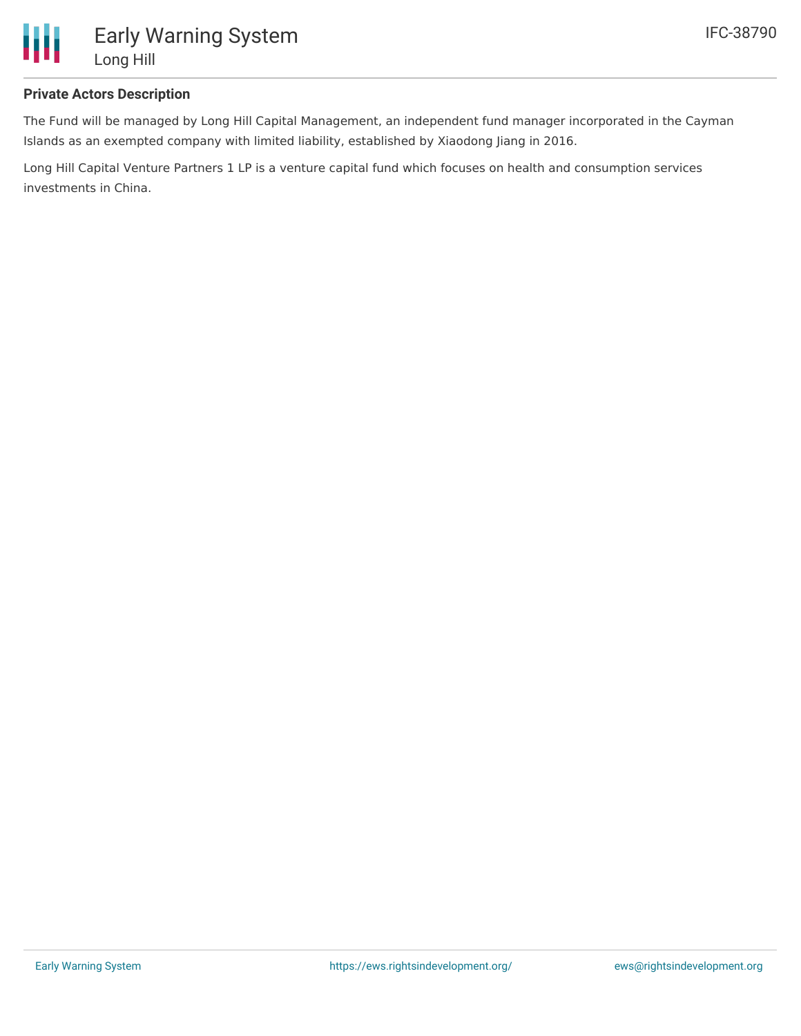**Private Actors Description**

The Fund will be managed by Long Hill Capital Management, an independent fund manager incorporated in the Cayman Islands as an exempted company with limited liability, established by Xiaodong Jiang in 2016.

Long Hill Capital Venture Partners 1 LP is a venture capital fund which focuses on health and consumption services investments in China.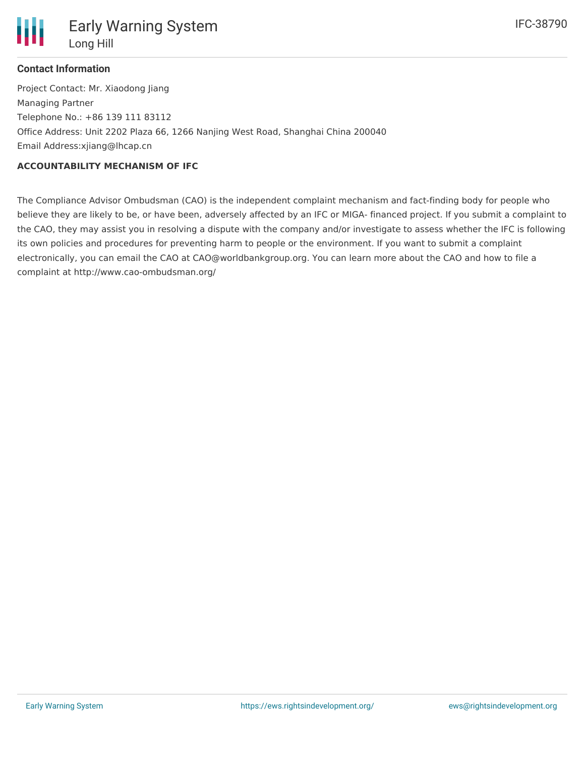### Contact Information

Project Contact: Mr. Xiaodong Jiang
Managing Partner
Telephone No.: +86 139 111 83112
Office Address: Unit 2202 Plaza 66, 1266 Nanjing West Road, Shanghai China 200040
Email Address:xjiang@lhcap.cn

**ACCOUNTABILITY MECHANISM OF IFC**

The Compliance Advisor Ombudsman (CAO) is the independent complaint mechanism and fact-finding body for people who believe they are likely to be, or have been, adversely affected by an IFC or MIGA- financed project. If you submit a complaint to the CAO, they may assist you in resolving a dispute with the company and/or investigate to assess whether the IFC is following its own policies and procedures for preventing harm to people or the environment. If you want to submit a complaint electronically, you can email the CAO at CAO@worldbankgroup.org. You can learn more about the CAO and how to file a complaint at http://www.cao-ombudsman.org/